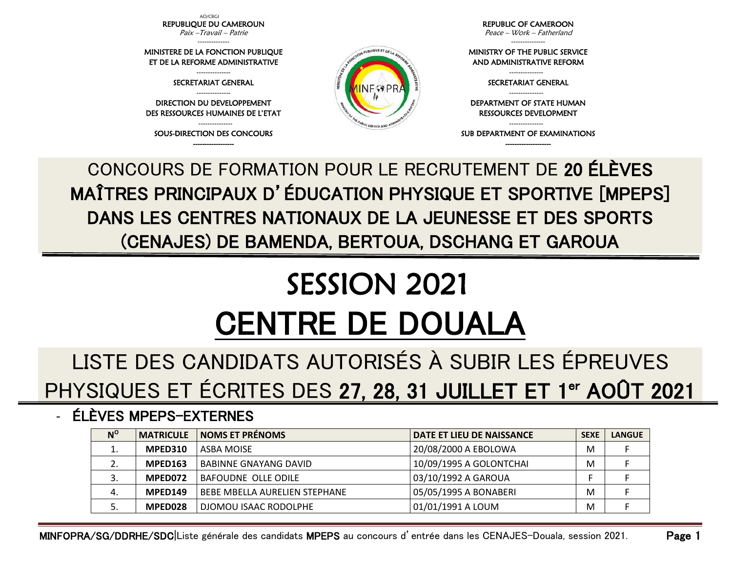AO/CBGI

REPUBLIQUE DU CAMEROUN
*Paix –Travail – Patrie*

MINISTERE DE LA FONCTION PUBLIQUE ET DE LA REFORME ADMINISTRATIVE

SECRETARIAT GENERAL

DIRECTION DU DEVELOPPEMENT DES RESSOURCES HUMAINES DE L'ETAT

SOUS-DIRECTION DES CONCOURS

REPUBLIC OF CAMEROON
*Peace – Work – Fatherland*

MINISTRY OF THE PUBLIC SERVICE AND ADMINISTRATIVE REFORM

SECRETARIAT GENERAL

DEPARTMENT OF STATE HUMAN RESSOURCES DEVELOPMENT

SUB DEPARTMENT OF EXAMINATIONS

# CONCOURS DE FORMATION POUR LE RECRUTEMENT DE **20 ÉLÈVES MAÎTRES PRINCIPAUX D'ÉDUCATION PHYSIQUE ET SPORTIVE [MPEPS] DANS LES CENTRES NATIONAUX DE LA JEUNESSE ET DES SPORTS (CENAJES) DE BAMENDA, BERTOUA, DSCHANG ET GAROUA**

# SESSION 2021

# CENTRE DE DOUALA

## LISTE DES CANDIDATS AUTORISÉS À SUBIR LES ÉPREUVES PHYSIQUES ET ÉCRITES DES **27, 28, 31 JUILLET ET 1er AOÛT 2021**

- **ÉLÈVES MPEPS-EXTERNES**

| N° | MATRICULE | NOMS ET PRÉNOMS | DATE ET LIEU DE NAISSANCE | SEXE | LANGUE |
|---|---|---|---|---|---|
| 1. | **MPED310** | ASBA MOISE | 20/08/2000 A EBOLOWA | M | F |
| 2. | **MPED163** | BABINNE GNAYANG DAVID | 10/09/1995 A GOLONTCHAI | M | F |
| 3. | **MPED072** | BAFOUDNE OLLE ODILE | 03/10/1992 A GAROUA | F | F |
| 4. | **MPED149** | BEBE MBELLA AURELIEN STEPHANE | 05/05/1995 A BONABERI | M | F |
| 5. | **MPED028** | DJOMOU ISAAC RODOLPHE | 01/01/1991 A LOUM | M | F |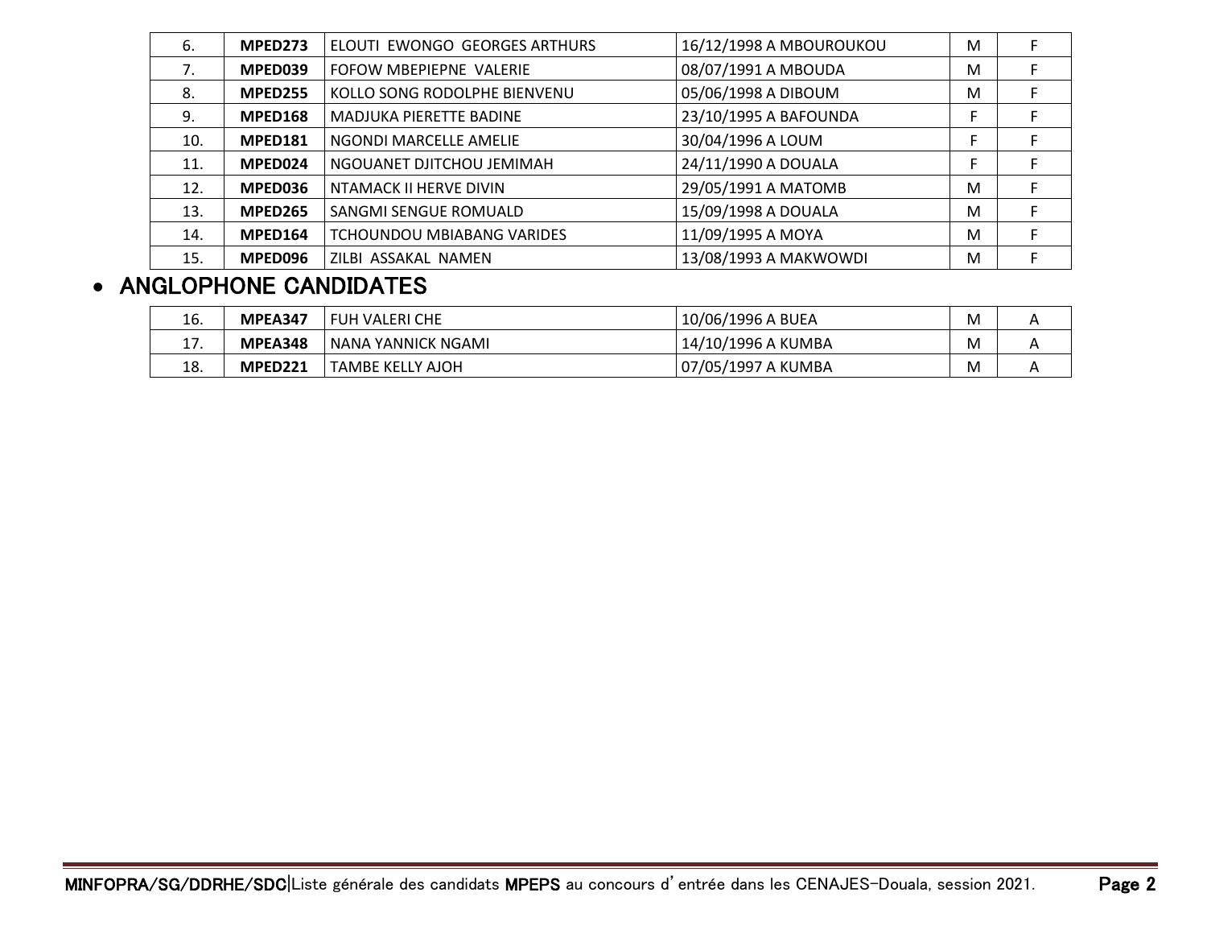| | | | | | |
|---|---|---|---|---|---|
| 6. | **MPED273** | ELOUTI EWONGO GEORGES ARTHURS | 16/12/1998 A MBOUROUKOU | M | F |
| 7. | **MPED039** | FOFOW MBEPIEPNE VALERIE | 08/07/1991 A MBOUDA | M | F |
| 8. | **MPED255** | KOLLO SONG RODOLPHE BIENVENU | 05/06/1998 A DIBOUM | M | F |
| 9. | **MPED168** | MADJUKA PIERETTE BADINE | 23/10/1995 A BAFOUNDA | F | F |
| 10. | **MPED181** | NGONDI MARCELLE AMELIE | 30/04/1996 A LOUM | F | F |
| 11. | **MPED024** | NGOUANET DJITCHOU JEMIMAH | 24/11/1990 A DOUALA | F | F |
| 12. | **MPED036** | NTAMACK II HERVE DIVIN | 29/05/1991 A MATOMB | M | F |
| 13. | **MPED265** | SANGMI SENGUE ROMUALD | 15/09/1998 A DOUALA | M | F |
| 14. | **MPED164** | TCHOUNDOU MBIABANG VARIDES | 11/09/1995 A MOYA | M | F |
| 15. | **MPED096** | ZILBI ASSAKAL NAMEN | 13/08/1993 A MAKWOWDI | M | F |

- **ANGLOPHONE CANDIDATES**

| | | | | | |
|---|---|---|---|---|---|
| 16. | **MPEA347** | FUH VALERI CHE | 10/06/1996 A BUEA | M | A |
| 17. | **MPEA348** | NANA YANNICK NGAMI | 14/10/1996 A KUMBA | M | A |
| 18. | **MPED221** | TAMBE KELLY AJOH | 07/05/1997 A KUMBA | M | A |